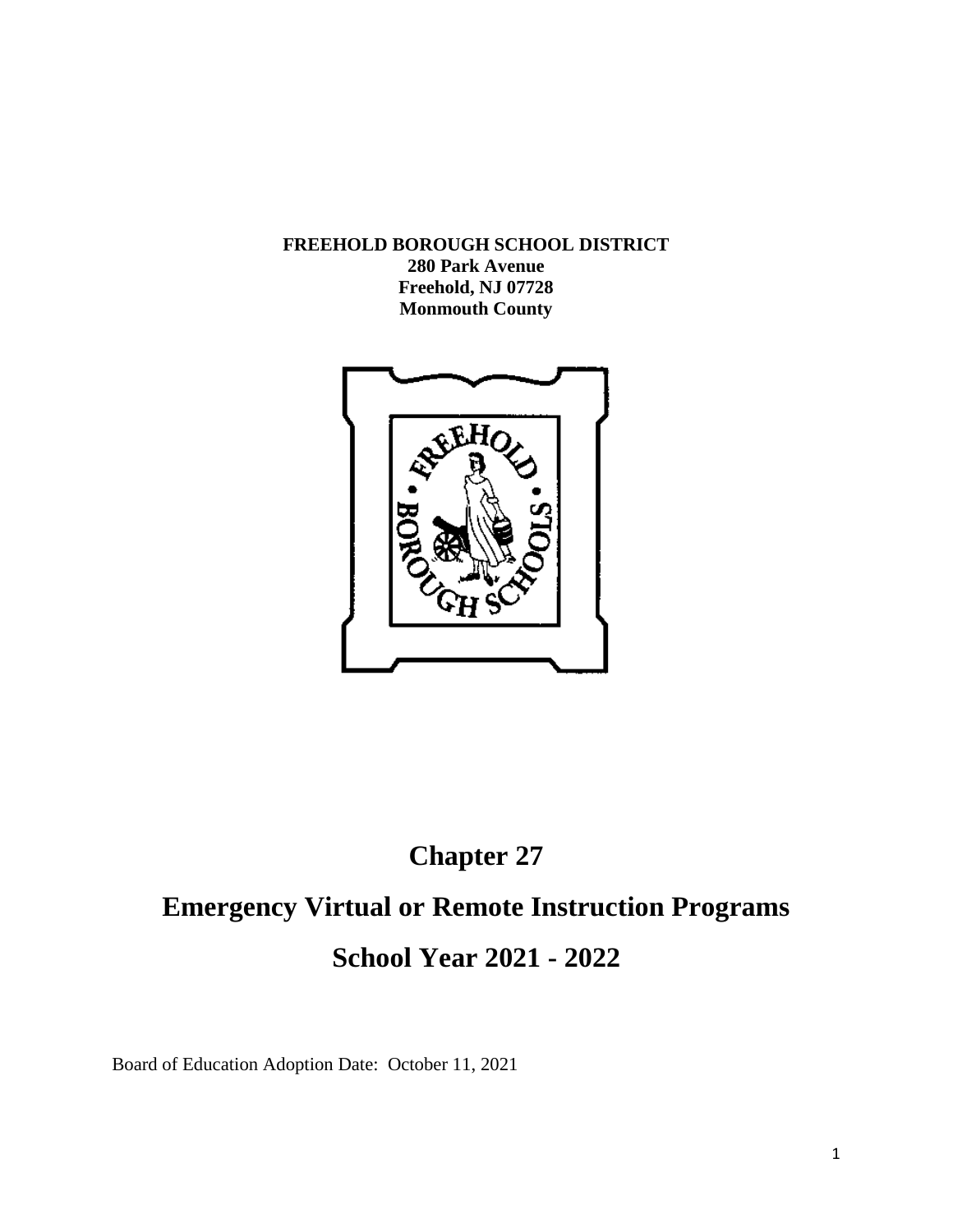**FREEHOLD BOROUGH SCHOOL DISTRICT**
**280 Park Avenue**
**Freehold, NJ 07728**
**Monmouth County**

# Chapter 27

# Emergency Virtual or Remote Instruction Programs

# School Year 2021 - 2022

Board of Education Adoption Date: October 11, 2021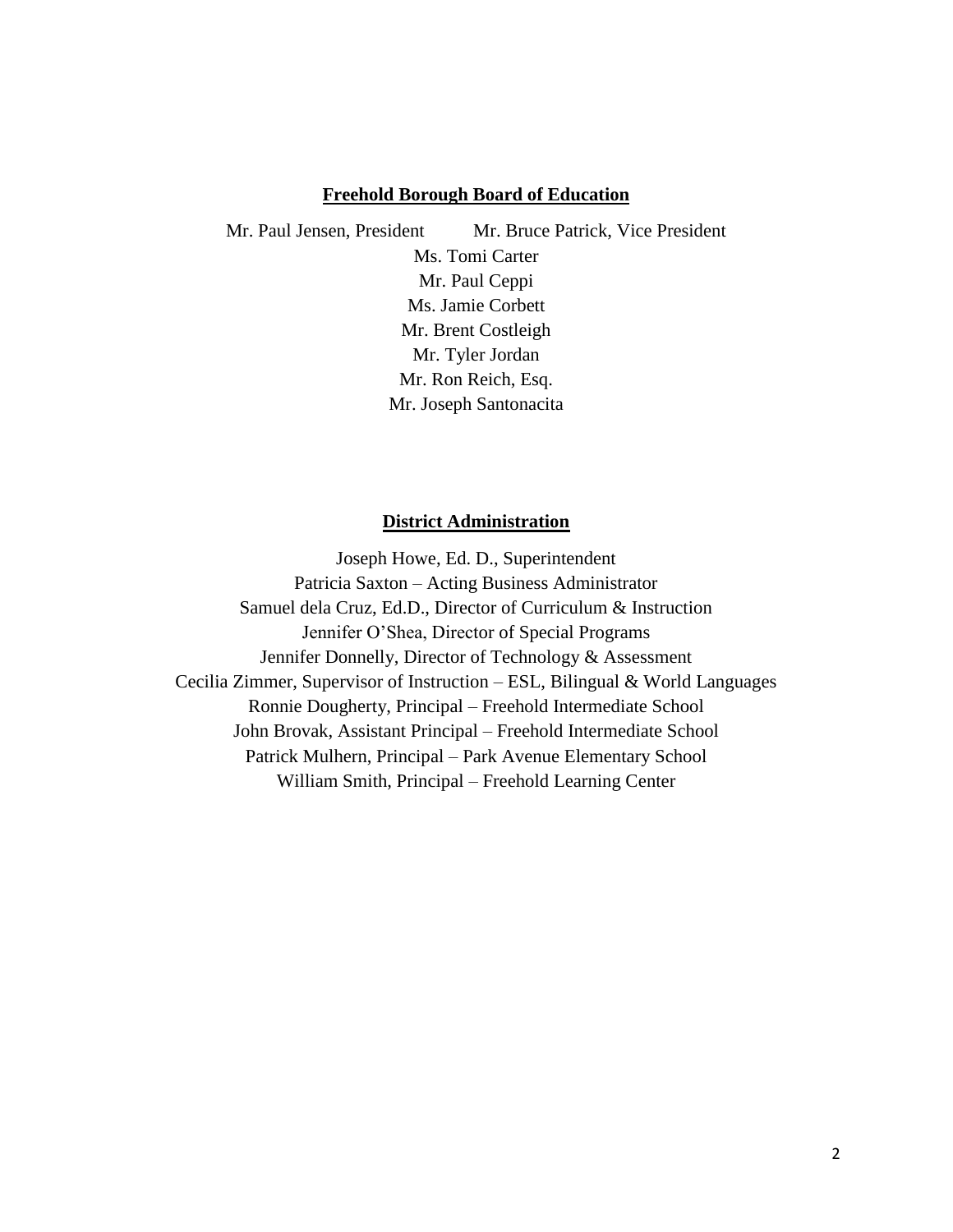## Freehold Borough Board of Education

Mr. Paul Jensen, President Mr. Bruce Patrick, Vice President

Ms. Tomi Carter

Mr. Paul Ceppi

Ms. Jamie Corbett

Mr. Brent Costleigh

Mr. Tyler Jordan

Mr. Ron Reich, Esq.

Mr. Joseph Santonacita

## District Administration

Joseph Howe, Ed. D., Superintendent

Patricia Saxton – Acting Business Administrator

Samuel dela Cruz, Ed.D., Director of Curriculum & Instruction

Jennifer O'Shea, Director of Special Programs

Jennifer Donnelly, Director of Technology & Assessment

Cecilia Zimmer, Supervisor of Instruction – ESL, Bilingual & World Languages

Ronnie Dougherty, Principal – Freehold Intermediate School

John Brovak, Assistant Principal – Freehold Intermediate School

Patrick Mulhern, Principal – Park Avenue Elementary School

William Smith, Principal – Freehold Learning Center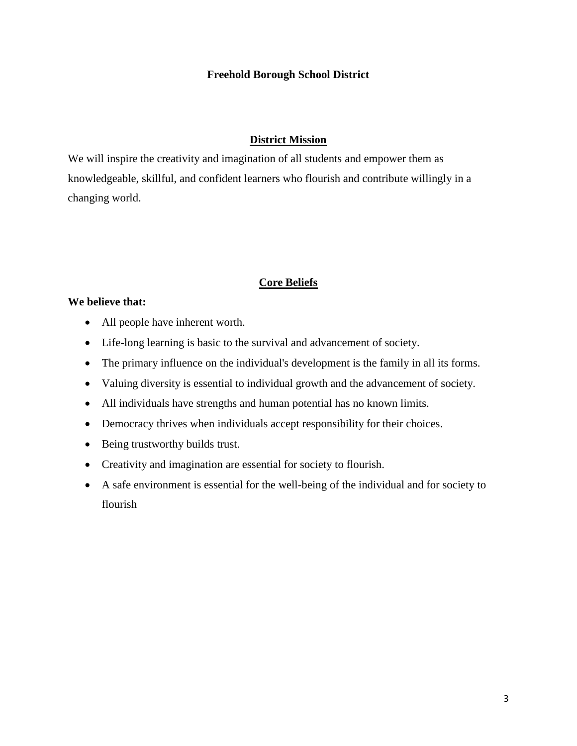# Freehold Borough School District

## District Mission

We will inspire the creativity and imagination of all students and empower them as knowledgeable, skillful, and confident learners who flourish and contribute willingly in a changing world.

## Core Beliefs

**We believe that:**

- All people have inherent worth.
- Life-long learning is basic to the survival and advancement of society.
- The primary influence on the individual's development is the family in all its forms.
- Valuing diversity is essential to individual growth and the advancement of society.
- All individuals have strengths and human potential has no known limits.
- Democracy thrives when individuals accept responsibility for their choices.
- Being trustworthy builds trust.
- Creativity and imagination are essential for society to flourish.
- A safe environment is essential for the well-being of the individual and for society to flourish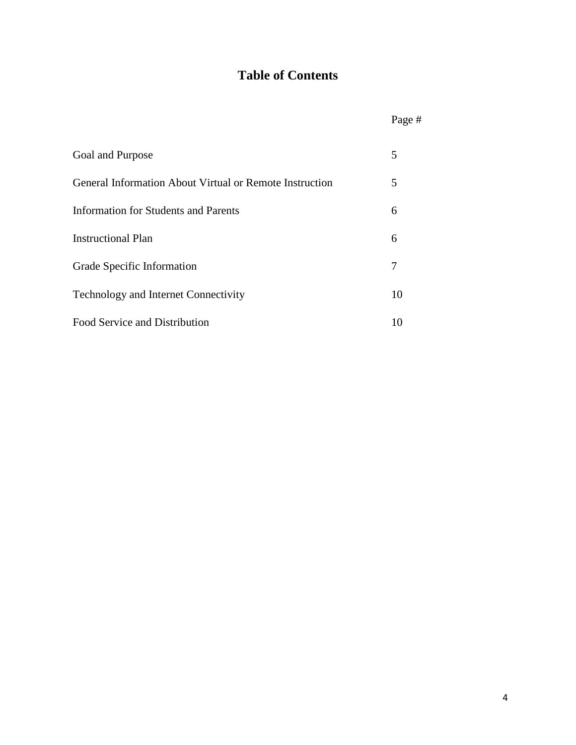# Table of Contents

| | Page # |
|---|---|
| Goal and Purpose | 5 |
| General Information About Virtual or Remote Instruction | 5 |
| Information for Students and Parents | 6 |
| Instructional Plan | 6 |
| Grade Specific Information | 7 |
| Technology and Internet Connectivity | 10 |
| Food Service and Distribution | 10 |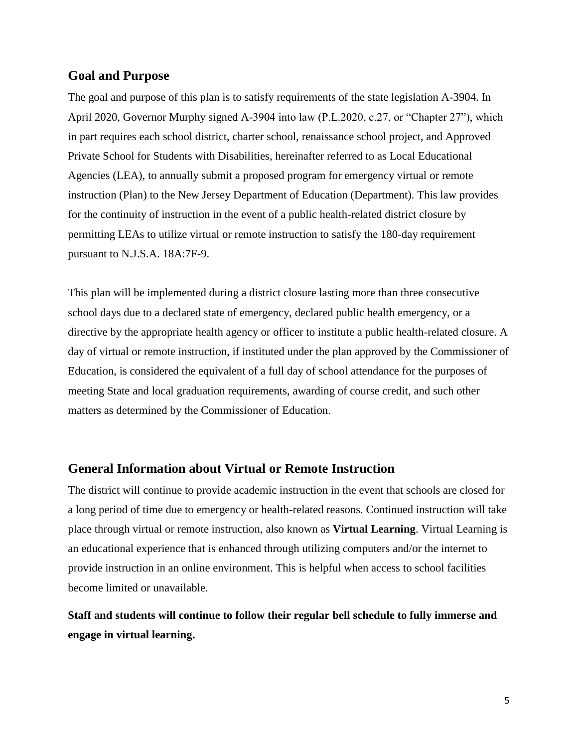## Goal and Purpose

The goal and purpose of this plan is to satisfy requirements of the state legislation A-3904. In April 2020, Governor Murphy signed A-3904 into law (P.L.2020, c.27, or "Chapter 27"), which in part requires each school district, charter school, renaissance school project, and Approved Private School for Students with Disabilities, hereinafter referred to as Local Educational Agencies (LEA), to annually submit a proposed program for emergency virtual or remote instruction (Plan) to the New Jersey Department of Education (Department). This law provides for the continuity of instruction in the event of a public health-related district closure by permitting LEAs to utilize virtual or remote instruction to satisfy the 180-day requirement pursuant to N.J.S.A. 18A:7F-9.

This plan will be implemented during a district closure lasting more than three consecutive school days due to a declared state of emergency, declared public health emergency, or a directive by the appropriate health agency or officer to institute a public health-related closure. A day of virtual or remote instruction, if instituted under the plan approved by the Commissioner of Education, is considered the equivalent of a full day of school attendance for the purposes of meeting State and local graduation requirements, awarding of course credit, and such other matters as determined by the Commissioner of Education.

## General Information about Virtual or Remote Instruction

The district will continue to provide academic instruction in the event that schools are closed for a long period of time due to emergency or health-related reasons. Continued instruction will take place through virtual or remote instruction, also known as **Virtual Learning**. Virtual Learning is an educational experience that is enhanced through utilizing computers and/or the internet to provide instruction in an online environment. This is helpful when access to school facilities become limited or unavailable.

**Staff and students will continue to follow their regular bell schedule to fully immerse and engage in virtual learning.**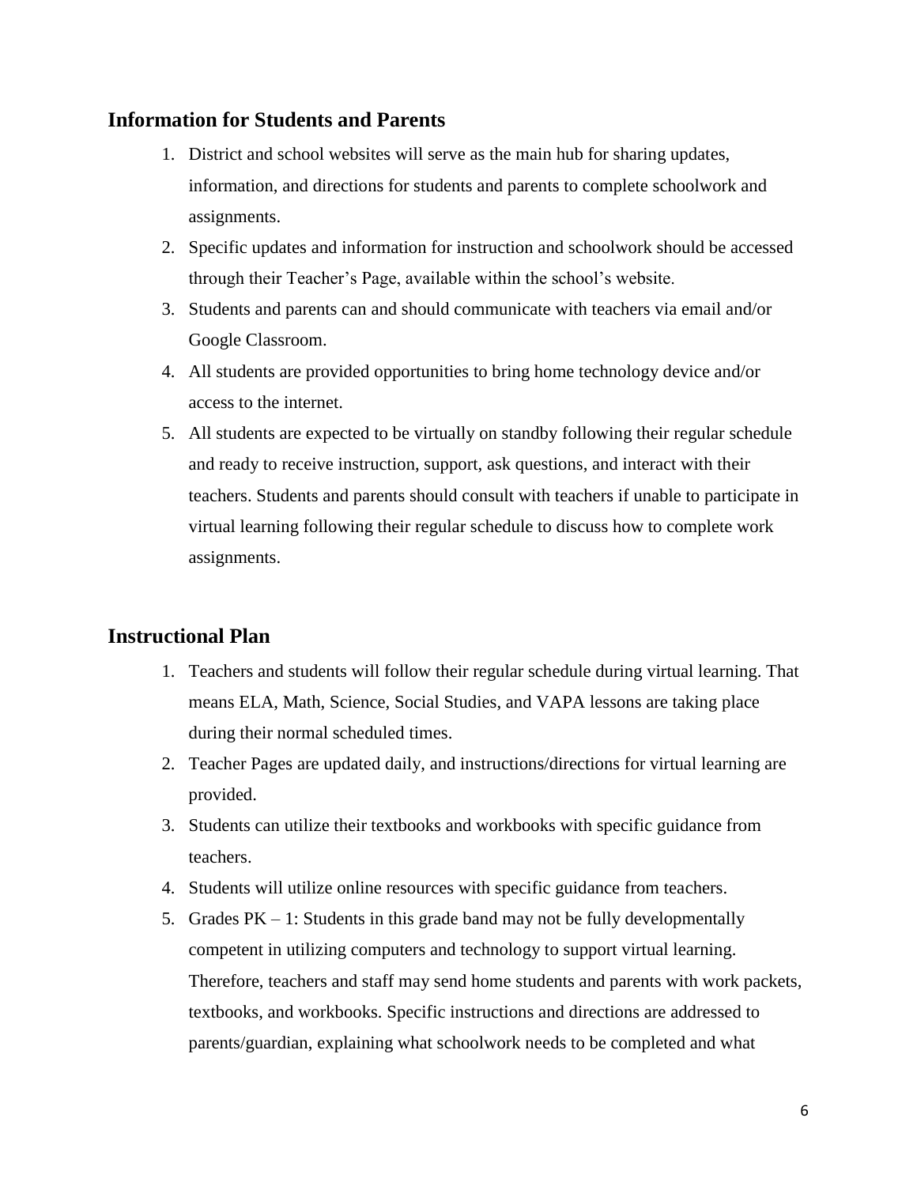## Information for Students and Parents

1. District and school websites will serve as the main hub for sharing updates, information, and directions for students and parents to complete schoolwork and assignments.
2. Specific updates and information for instruction and schoolwork should be accessed through their Teacher's Page, available within the school's website.
3. Students and parents can and should communicate with teachers via email and/or Google Classroom.
4. All students are provided opportunities to bring home technology device and/or access to the internet.
5. All students are expected to be virtually on standby following their regular schedule and ready to receive instruction, support, ask questions, and interact with their teachers. Students and parents should consult with teachers if unable to participate in virtual learning following their regular schedule to discuss how to complete work assignments.

## Instructional Plan

1. Teachers and students will follow their regular schedule during virtual learning. That means ELA, Math, Science, Social Studies, and VAPA lessons are taking place during their normal scheduled times.
2. Teacher Pages are updated daily, and instructions/directions for virtual learning are provided.
3. Students can utilize their textbooks and workbooks with specific guidance from teachers.
4. Students will utilize online resources with specific guidance from teachers.
5. Grades PK – 1: Students in this grade band may not be fully developmentally competent in utilizing computers and technology to support virtual learning. Therefore, teachers and staff may send home students and parents with work packets, textbooks, and workbooks. Specific instructions and directions are addressed to parents/guardian, explaining what schoolwork needs to be completed and what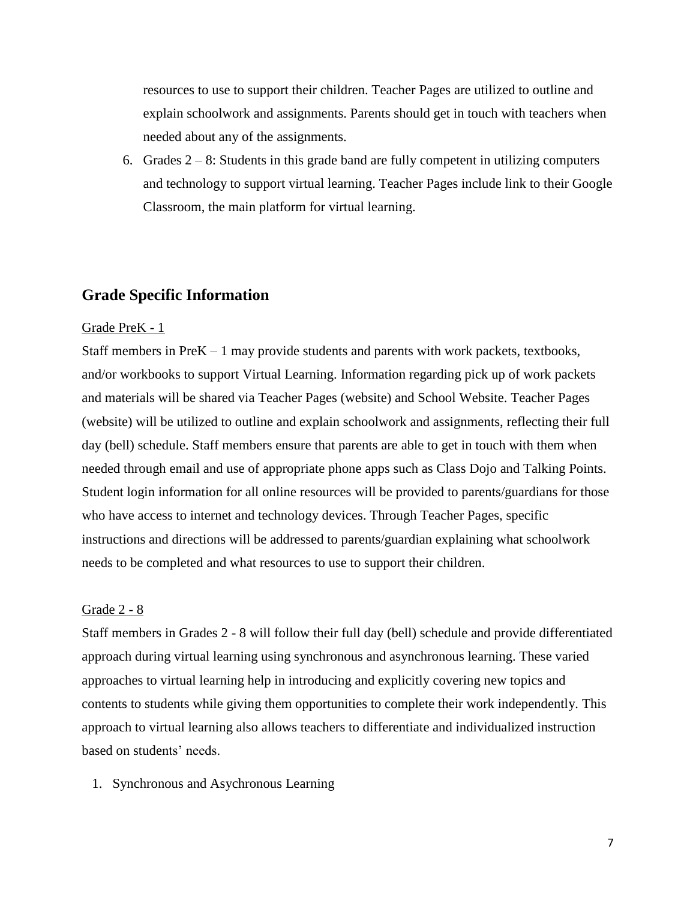resources to use to support their children. Teacher Pages are utilized to outline and explain schoolwork and assignments. Parents should get in touch with teachers when needed about any of the assignments.

6. Grades 2 – 8: Students in this grade band are fully competent in utilizing computers and technology to support virtual learning. Teacher Pages include link to their Google Classroom, the main platform for virtual learning.

## Grade Specific Information

<u>Grade PreK - 1</u>

Staff members in PreK – 1 may provide students and parents with work packets, textbooks, and/or workbooks to support Virtual Learning. Information regarding pick up of work packets and materials will be shared via Teacher Pages (website) and School Website. Teacher Pages (website) will be utilized to outline and explain schoolwork and assignments, reflecting their full day (bell) schedule. Staff members ensure that parents are able to get in touch with them when needed through email and use of appropriate phone apps such as Class Dojo and Talking Points. Student login information for all online resources will be provided to parents/guardians for those who have access to internet and technology devices. Through Teacher Pages, specific instructions and directions will be addressed to parents/guardian explaining what schoolwork needs to be completed and what resources to use to support their children.

<u>Grade 2 - 8</u>

Staff members in Grades 2 - 8 will follow their full day (bell) schedule and provide differentiated approach during virtual learning using synchronous and asynchronous learning. These varied approaches to virtual learning help in introducing and explicitly covering new topics and contents to students while giving them opportunities to complete their work independently. This approach to virtual learning also allows teachers to differentiate and individualized instruction based on students' needs.

1. Synchronous and Asychronous Learning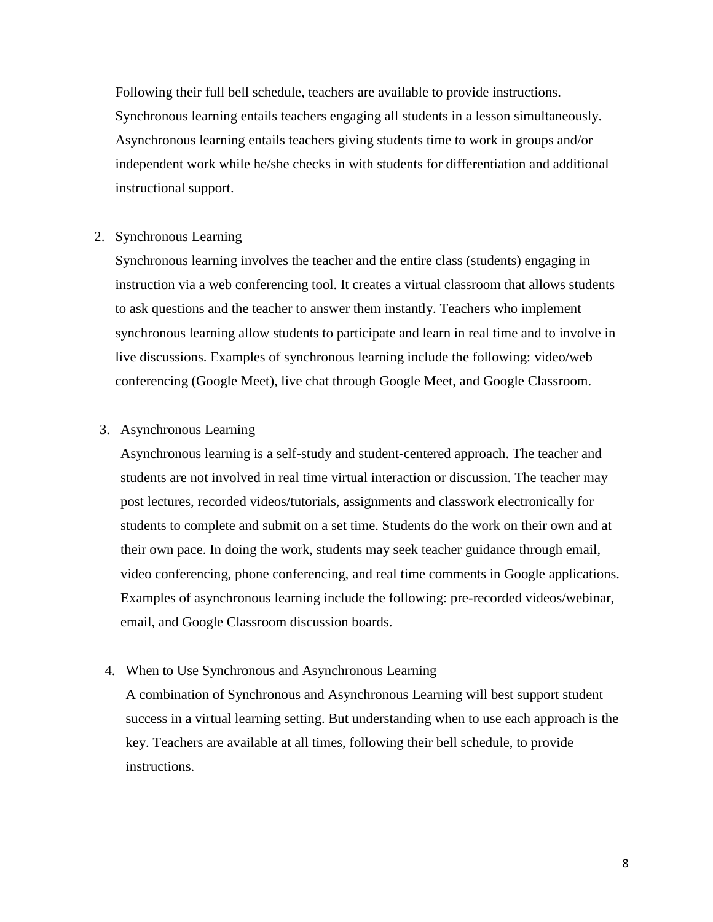Following their full bell schedule, teachers are available to provide instructions. Synchronous learning entails teachers engaging all students in a lesson simultaneously. Asynchronous learning entails teachers giving students time to work in groups and/or independent work while he/she checks in with students for differentiation and additional instructional support.

2. Synchronous Learning

   Synchronous learning involves the teacher and the entire class (students) engaging in instruction via a web conferencing tool. It creates a virtual classroom that allows students to ask questions and the teacher to answer them instantly. Teachers who implement synchronous learning allow students to participate and learn in real time and to involve in live discussions. Examples of synchronous learning include the following: video/web conferencing (Google Meet), live chat through Google Meet, and Google Classroom.

3. Asynchronous Learning

   Asynchronous learning is a self-study and student-centered approach. The teacher and students are not involved in real time virtual interaction or discussion. The teacher may post lectures, recorded videos/tutorials, assignments and classwork electronically for students to complete and submit on a set time. Students do the work on their own and at their own pace. In doing the work, students may seek teacher guidance through email, video conferencing, phone conferencing, and real time comments in Google applications. Examples of asynchronous learning include the following: pre-recorded videos/webinar, email, and Google Classroom discussion boards.

4. When to Use Synchronous and Asynchronous Learning

   A combination of Synchronous and Asynchronous Learning will best support student success in a virtual learning setting. But understanding when to use each approach is the key. Teachers are available at all times, following their bell schedule, to provide instructions.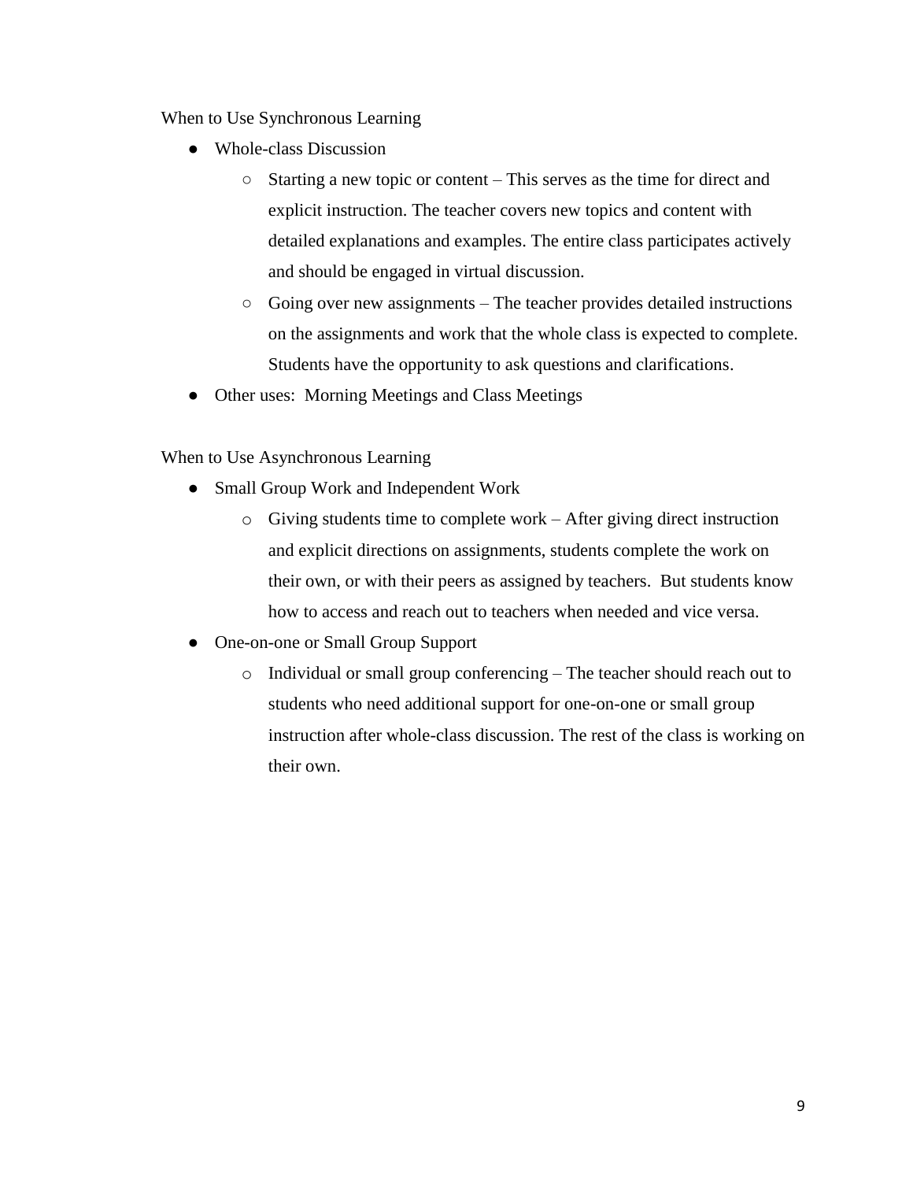When to Use Synchronous Learning

- Whole-class Discussion
  - Starting a new topic or content – This serves as the time for direct and explicit instruction. The teacher covers new topics and content with detailed explanations and examples. The entire class participates actively and should be engaged in virtual discussion.
  - Going over new assignments – The teacher provides detailed instructions on the assignments and work that the whole class is expected to complete. Students have the opportunity to ask questions and clarifications.
- Other uses: Morning Meetings and Class Meetings

When to Use Asynchronous Learning

- Small Group Work and Independent Work
  - Giving students time to complete work – After giving direct instruction and explicit directions on assignments, students complete the work on their own, or with their peers as assigned by teachers. But students know how to access and reach out to teachers when needed and vice versa.
- One-on-one or Small Group Support
  - Individual or small group conferencing – The teacher should reach out to students who need additional support for one-on-one or small group instruction after whole-class discussion. The rest of the class is working on their own.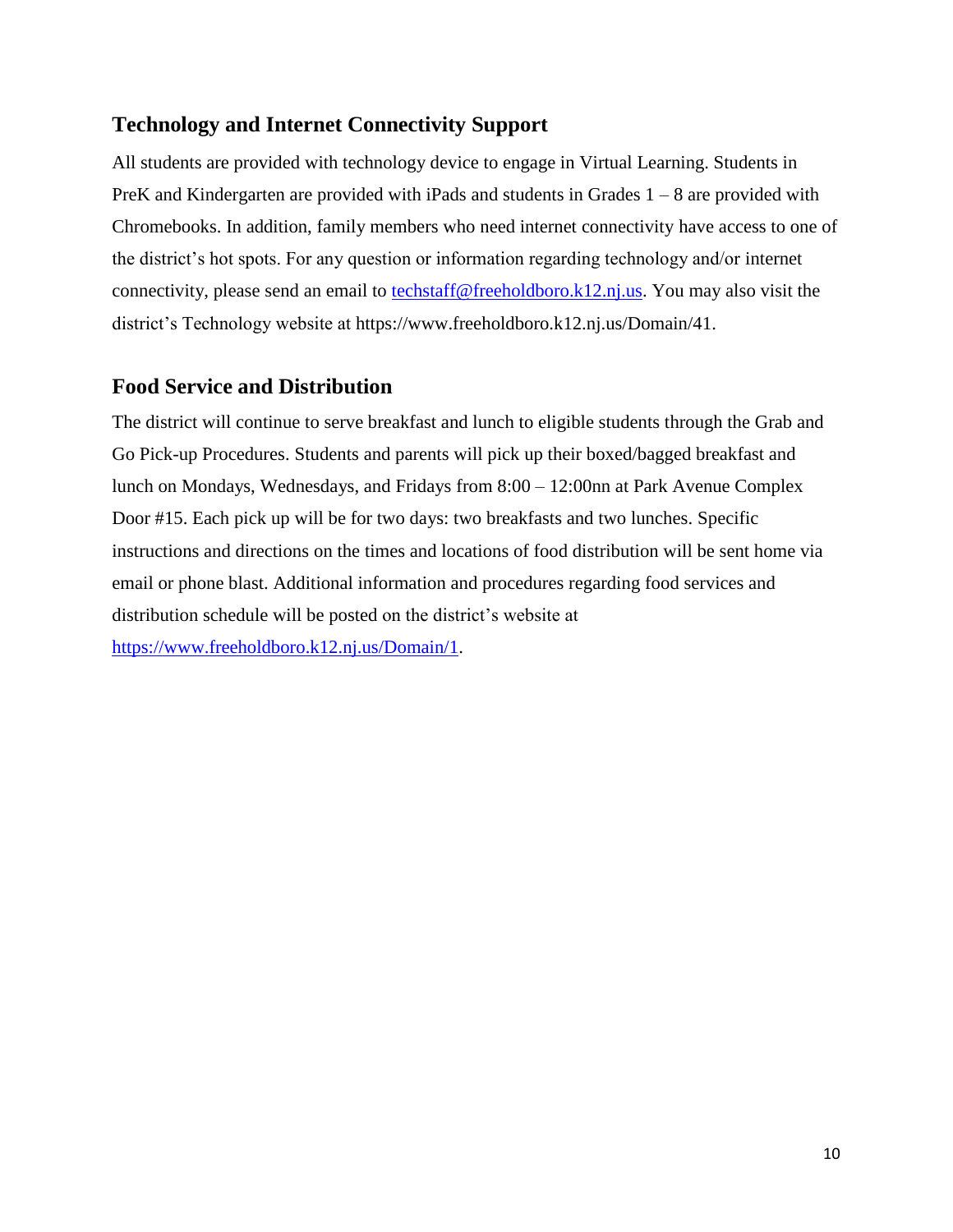## Technology and Internet Connectivity Support

All students are provided with technology device to engage in Virtual Learning. Students in PreK and Kindergarten are provided with iPads and students in Grades 1 – 8 are provided with Chromebooks. In addition, family members who need internet connectivity have access to one of the district's hot spots. For any question or information regarding technology and/or internet connectivity, please send an email to techstaff@freeholdboro.k12.nj.us. You may also visit the district's Technology website at https://www.freeholdboro.k12.nj.us/Domain/41.

## Food Service and Distribution

The district will continue to serve breakfast and lunch to eligible students through the Grab and Go Pick-up Procedures. Students and parents will pick up their boxed/bagged breakfast and lunch on Mondays, Wednesdays, and Fridays from 8:00 – 12:00nn at Park Avenue Complex Door #15. Each pick up will be for two days: two breakfasts and two lunches. Specific instructions and directions on the times and locations of food distribution will be sent home via email or phone blast. Additional information and procedures regarding food services and distribution schedule will be posted on the district's website at https://www.freeholdboro.k12.nj.us/Domain/1.